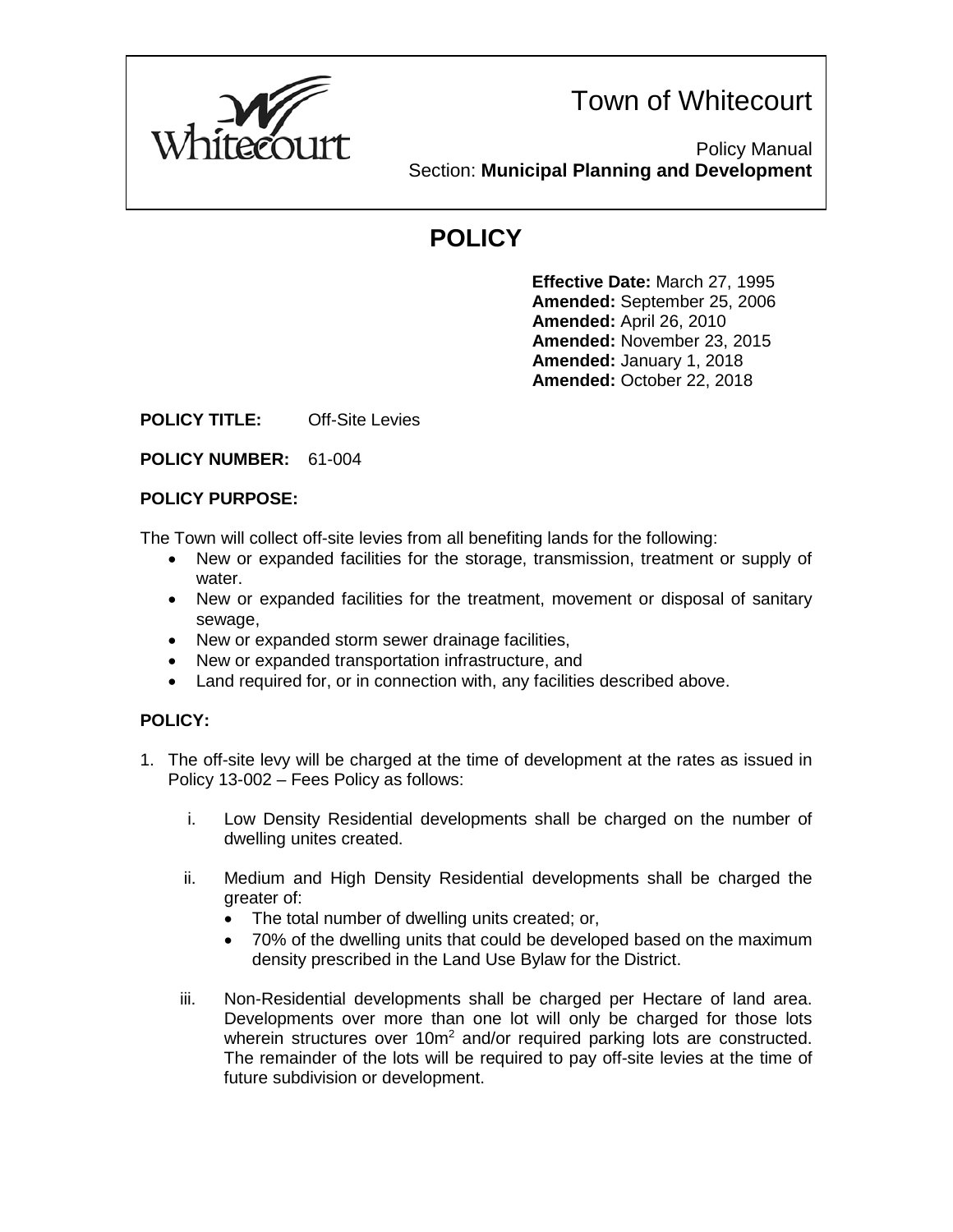# Town of Whitecourt

Policy Manual
Section: **Municipal Planning and Development**

## POLICY

**Effective Date:** March 27, 1995
**Amended:** September 25, 2006
**Amended:** April 26, 2010
**Amended:** November 23, 2015
**Amended:** January 1, 2018
**Amended:** October 22, 2018

**POLICY TITLE:** Off-Site Levies

**POLICY NUMBER:** 61-004

**POLICY PURPOSE:**

The Town will collect off-site levies from all benefiting lands for the following:

- New or expanded facilities for the storage, transmission, treatment or supply of water.
- New or expanded facilities for the treatment, movement or disposal of sanitary sewage,
- New or expanded storm sewer drainage facilities,
- New or expanded transportation infrastructure, and
- Land required for, or in connection with, any facilities described above.

**POLICY:**

1. The off-site levy will be charged at the time of development at the rates as issued in Policy 13-002 – Fees Policy as follows:

   i. Low Density Residential developments shall be charged on the number of dwelling unites created.

   ii. Medium and High Density Residential developments shall be charged the greater of:
      - The total number of dwelling units created; or,
      - 70% of the dwelling units that could be developed based on the maximum density prescribed in the Land Use Bylaw for the District.

   iii. Non-Residential developments shall be charged per Hectare of land area. Developments over more than one lot will only be charged for those lots wherein structures over $10m^2$ and/or required parking lots are constructed. The remainder of the lots will be required to pay off-site levies at the time of future subdivision or development.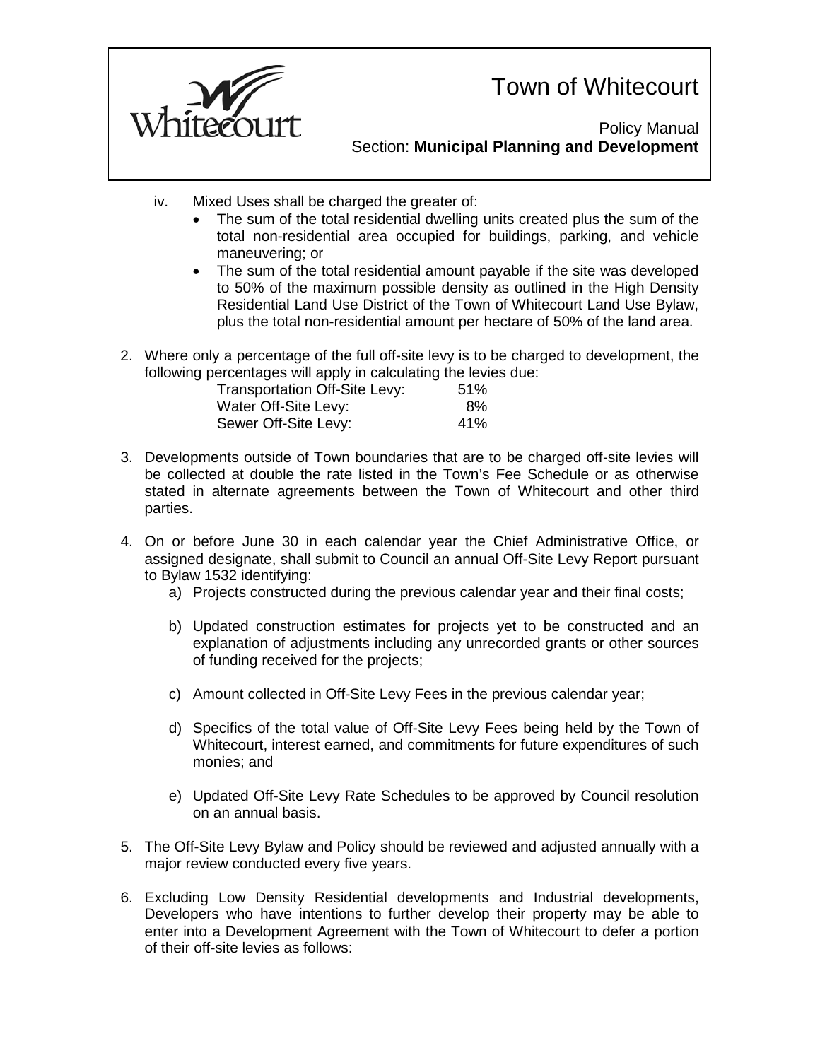iv. Mixed Uses shall be charged the greater of:
   - The sum of the total residential dwelling units created plus the sum of the total non-residential area occupied for buildings, parking, and vehicle maneuvering; or
   - The sum of the total residential amount payable if the site was developed to 50% of the maximum possible density as outlined in the High Density Residential Land Use District of the Town of Whitecourt Land Use Bylaw, plus the total non-residential amount per hectare of 50% of the land area.

2. Where only a percentage of the full off-site levy is to be charged to development, the following percentages will apply in calculating the levies due:

| | |
|---|---|
| Transportation Off-Site Levy: | 51% |
| Water Off-Site Levy: | 8% |
| Sewer Off-Site Levy: | 41% |

3. Developments outside of Town boundaries that are to be charged off-site levies will be collected at double the rate listed in the Town's Fee Schedule or as otherwise stated in alternate agreements between the Town of Whitecourt and other third parties.

4. On or before June 30 in each calendar year the Chief Administrative Office, or assigned designate, shall submit to Council an annual Off-Site Levy Report pursuant to Bylaw 1532 identifying:
   a) Projects constructed during the previous calendar year and their final costs;
   b) Updated construction estimates for projects yet to be constructed and an explanation of adjustments including any unrecorded grants or other sources of funding received for the projects;
   c) Amount collected in Off-Site Levy Fees in the previous calendar year;
   d) Specifics of the total value of Off-Site Levy Fees being held by the Town of Whitecourt, interest earned, and commitments for future expenditures of such monies; and
   e) Updated Off-Site Levy Rate Schedules to be approved by Council resolution on an annual basis.

5. The Off-Site Levy Bylaw and Policy should be reviewed and adjusted annually with a major review conducted every five years.

6. Excluding Low Density Residential developments and Industrial developments, Developers who have intentions to further develop their property may be able to enter into a Development Agreement with the Town of Whitecourt to defer a portion of their off-site levies as follows: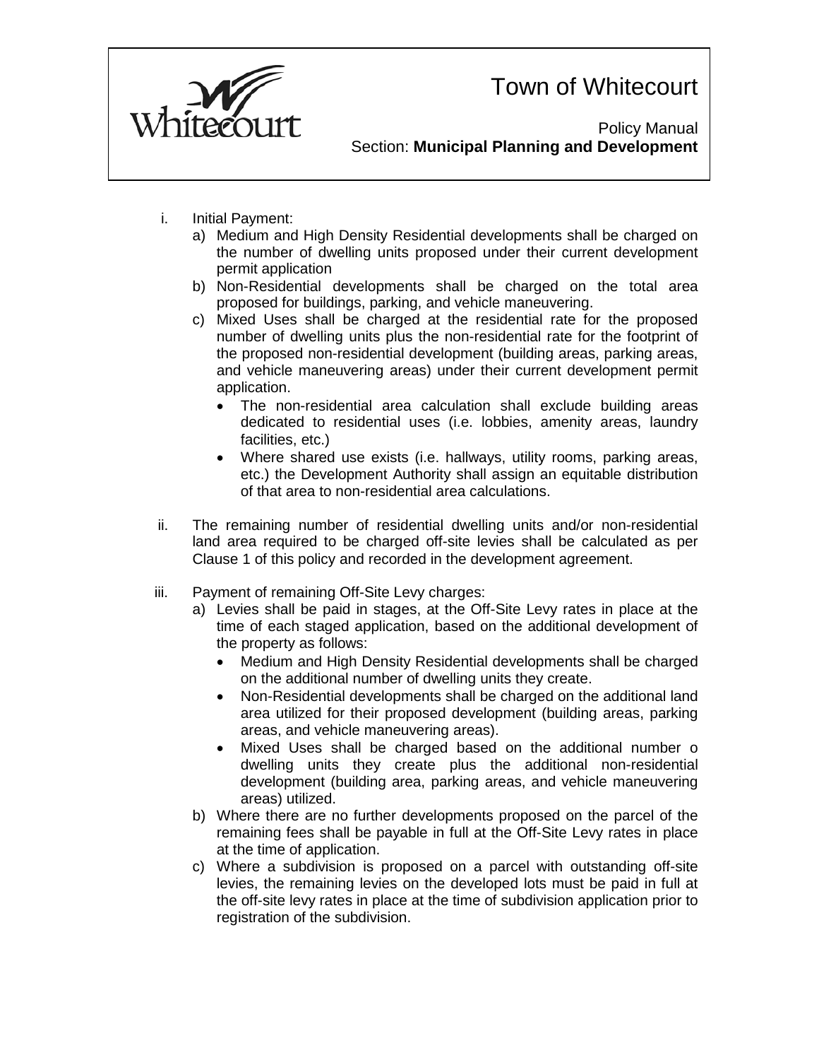i. Initial Payment:
   a) Medium and High Density Residential developments shall be charged on the number of dwelling units proposed under their current development permit application
   b) Non-Residential developments shall be charged on the total area proposed for buildings, parking, and vehicle maneuvering.
   c) Mixed Uses shall be charged at the residential rate for the proposed number of dwelling units plus the non-residential rate for the footprint of the proposed non-residential development (building areas, parking areas, and vehicle maneuvering areas) under their current development permit application.
      - The non-residential area calculation shall exclude building areas dedicated to residential uses (i.e. lobbies, amenity areas, laundry facilities, etc.)
      - Where shared use exists (i.e. hallways, utility rooms, parking areas, etc.) the Development Authority shall assign an equitable distribution of that area to non-residential area calculations.

ii. The remaining number of residential dwelling units and/or non-residential land area required to be charged off-site levies shall be calculated as per Clause 1 of this policy and recorded in the development agreement.

iii. Payment of remaining Off-Site Levy charges:
   a) Levies shall be paid in stages, at the Off-Site Levy rates in place at the time of each staged application, based on the additional development of the property as follows:
      - Medium and High Density Residential developments shall be charged on the additional number of dwelling units they create.
      - Non-Residential developments shall be charged on the additional land area utilized for their proposed development (building areas, parking areas, and vehicle maneuvering areas).
      - Mixed Uses shall be charged based on the additional number o dwelling units they create plus the additional non-residential development (building area, parking areas, and vehicle maneuvering areas) utilized.
   b) Where there are no further developments proposed on the parcel of the remaining fees shall be payable in full at the Off-Site Levy rates in place at the time of application.
   c) Where a subdivision is proposed on a parcel with outstanding off-site levies, the remaining levies on the developed lots must be paid in full at the off-site levy rates in place at the time of subdivision application prior to registration of the subdivision.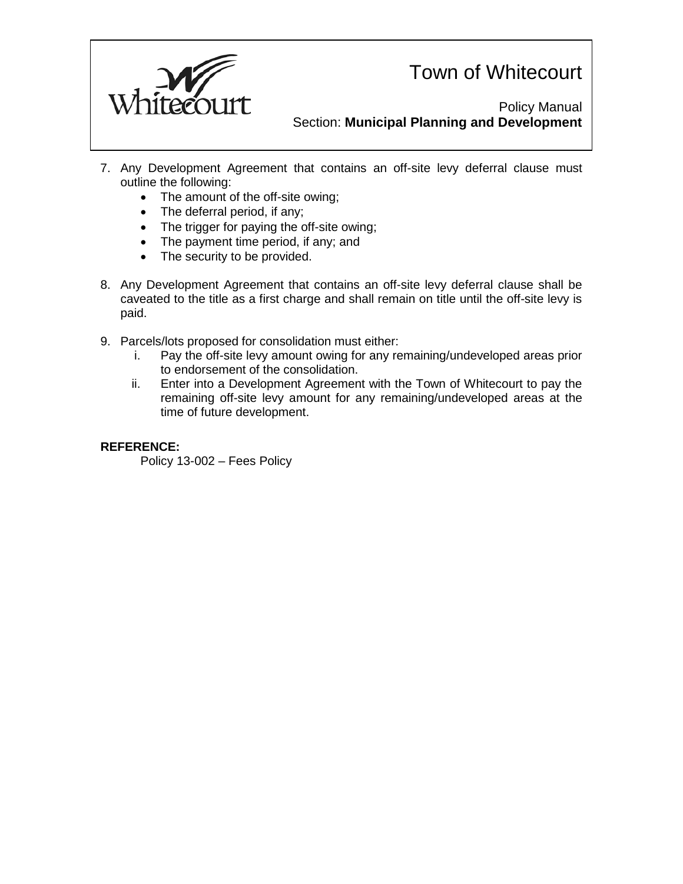7. Any Development Agreement that contains an off-site levy deferral clause must outline the following:
   - The amount of the off-site owing;
   - The deferral period, if any;
   - The trigger for paying the off-site owing;
   - The payment time period, if any; and
   - The security to be provided.

8. Any Development Agreement that contains an off-site levy deferral clause shall be caveated to the title as a first charge and shall remain on title until the off-site levy is paid.

9. Parcels/lots proposed for consolidation must either:
   i. Pay the off-site levy amount owing for any remaining/undeveloped areas prior to endorsement of the consolidation.
   ii. Enter into a Development Agreement with the Town of Whitecourt to pay the remaining off-site levy amount for any remaining/undeveloped areas at the time of future development.

**REFERENCE:**

Policy 13-002 – Fees Policy